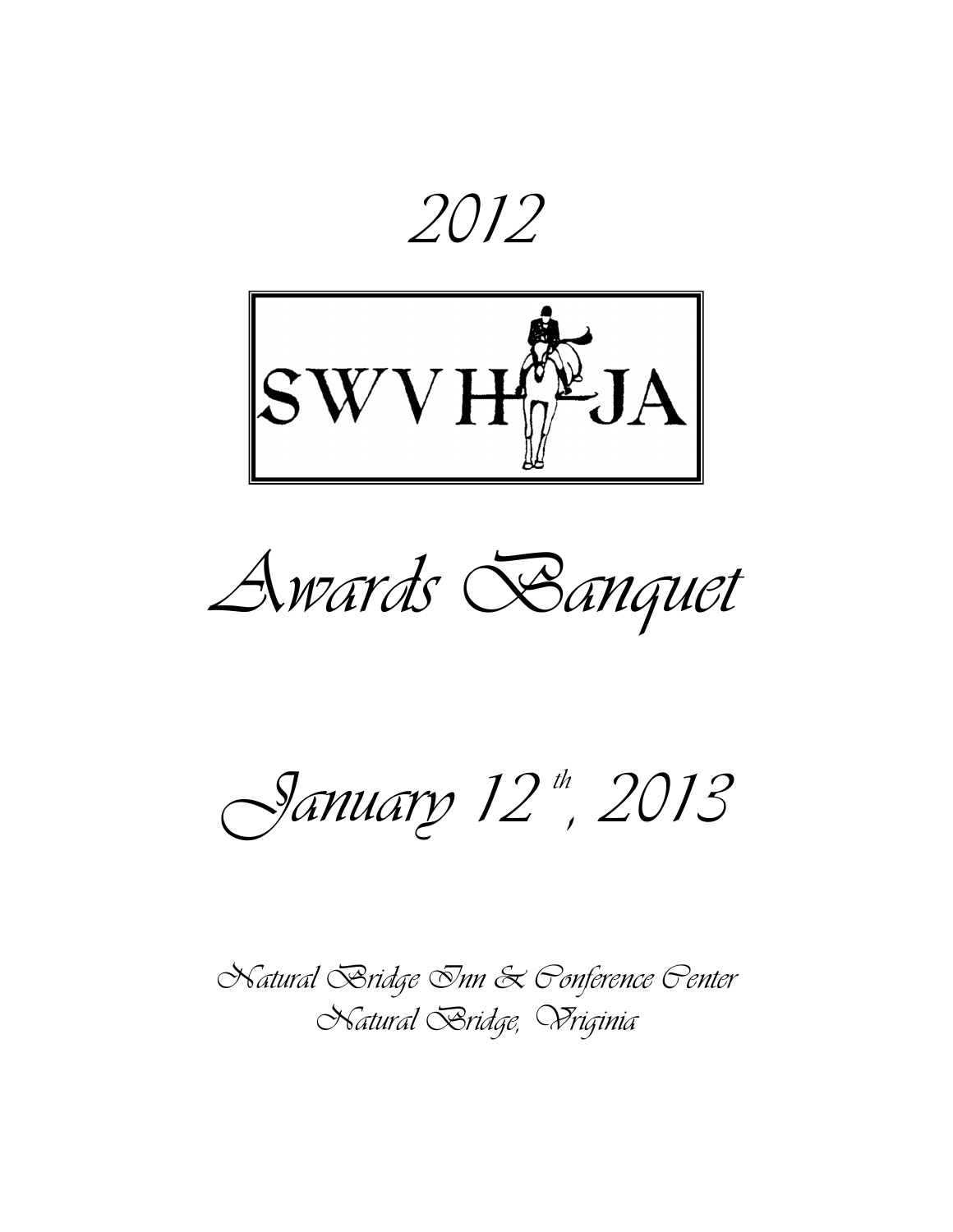# 2012

SWVHJA

# Awards Banquet

## January 12th, 2013

Natural Bridge Inn & Conference Center
Natural Bridge, Virginia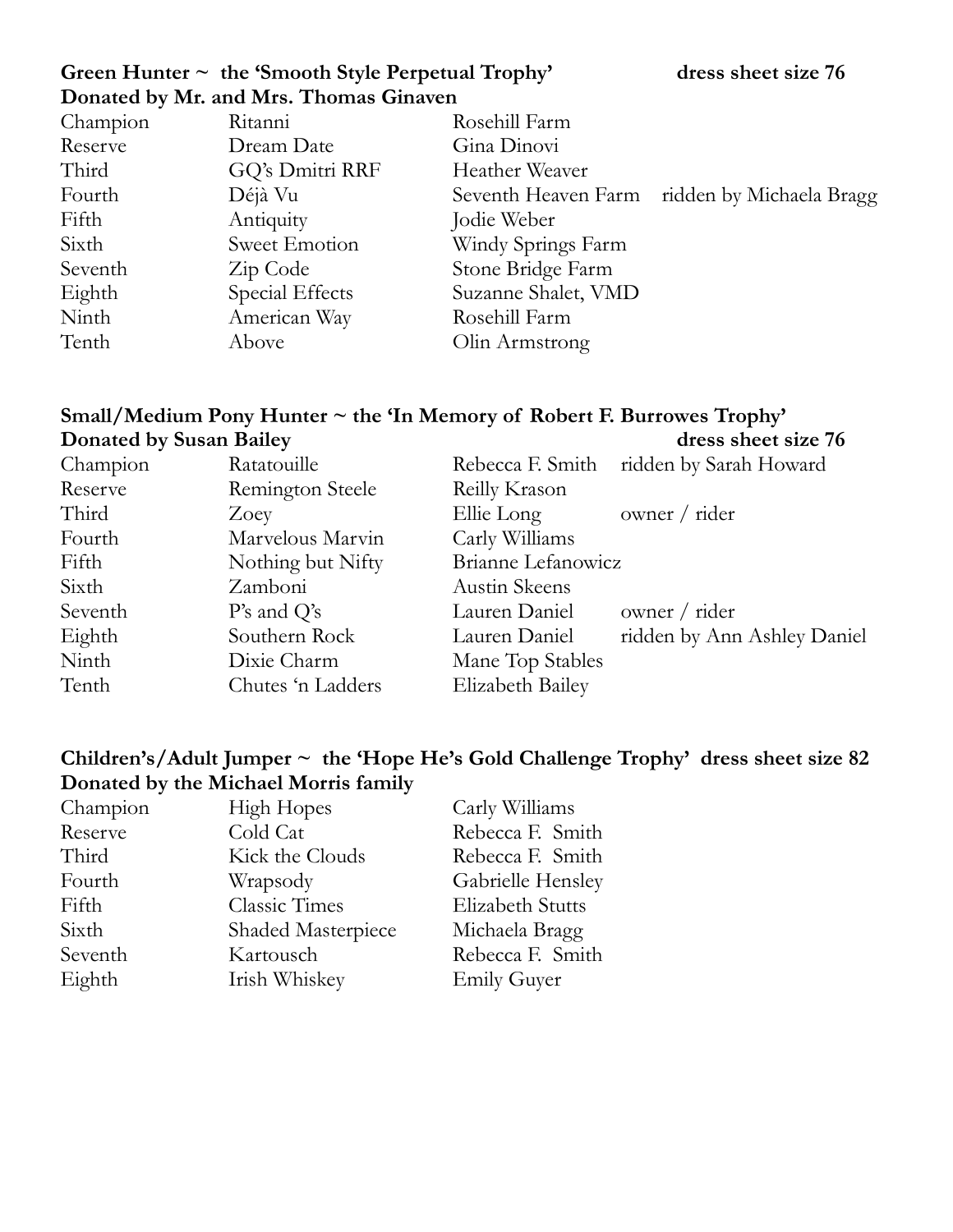**Green Hunter ~ the 'Smooth Style Perpetual Trophy'** **dress sheet size 76**
**Donated by Mr. and Mrs. Thomas Ginaven**

| | | | |
|---|---|---|---|
| Champion | Ritanni | Rosehill Farm | |
| Reserve | Dream Date | Gina Dinovi | |
| Third | GQ's Dmitri RRF | Heather Weaver | |
| Fourth | Déjà Vu | Seventh Heaven Farm | ridden by Michaela Bragg |
| Fifth | Antiquity | Jodie Weber | |
| Sixth | Sweet Emotion | Windy Springs Farm | |
| Seventh | Zip Code | Stone Bridge Farm | |
| Eighth | Special Effects | Suzanne Shalet, VMD | |
| Ninth | American Way | Rosehill Farm | |
| Tenth | Above | Olin Armstrong | |

**Small/Medium Pony Hunter ~ the 'In Memory of Robert F. Burrowes Trophy'**
**Donated by Susan Bailey** **dress sheet size 76**

| | | | |
|---|---|---|---|
| Champion | Ratatouille | Rebecca F. Smith | ridden by Sarah Howard |
| Reserve | Remington Steele | Reilly Krason | |
| Third | Zoey | Ellie Long | owner / rider |
| Fourth | Marvelous Marvin | Carly Williams | |
| Fifth | Nothing but Nifty | Brianne Lefanowicz | |
| Sixth | Zamboni | Austin Skeens | |
| Seventh | P's and Q's | Lauren Daniel | owner / rider |
| Eighth | Southern Rock | Lauren Daniel | ridden by Ann Ashley Daniel |
| Ninth | Dixie Charm | Mane Top Stables | |
| Tenth | Chutes 'n Ladders | Elizabeth Bailey | |

**Children's/Adult Jumper ~ the 'Hope He's Gold Challenge Trophy'** **dress sheet size 82**
**Donated by the Michael Morris family**

| | | |
|---|---|---|
| Champion | High Hopes | Carly Williams |
| Reserve | Cold Cat | Rebecca F. Smith |
| Third | Kick the Clouds | Rebecca F. Smith |
| Fourth | Wrapsody | Gabrielle Hensley |
| Fifth | Classic Times | Elizabeth Stutts |
| Sixth | Shaded Masterpiece | Michaela Bragg |
| Seventh | Kartousch | Rebecca F. Smith |
| Eighth | Irish Whiskey | Emily Guyer |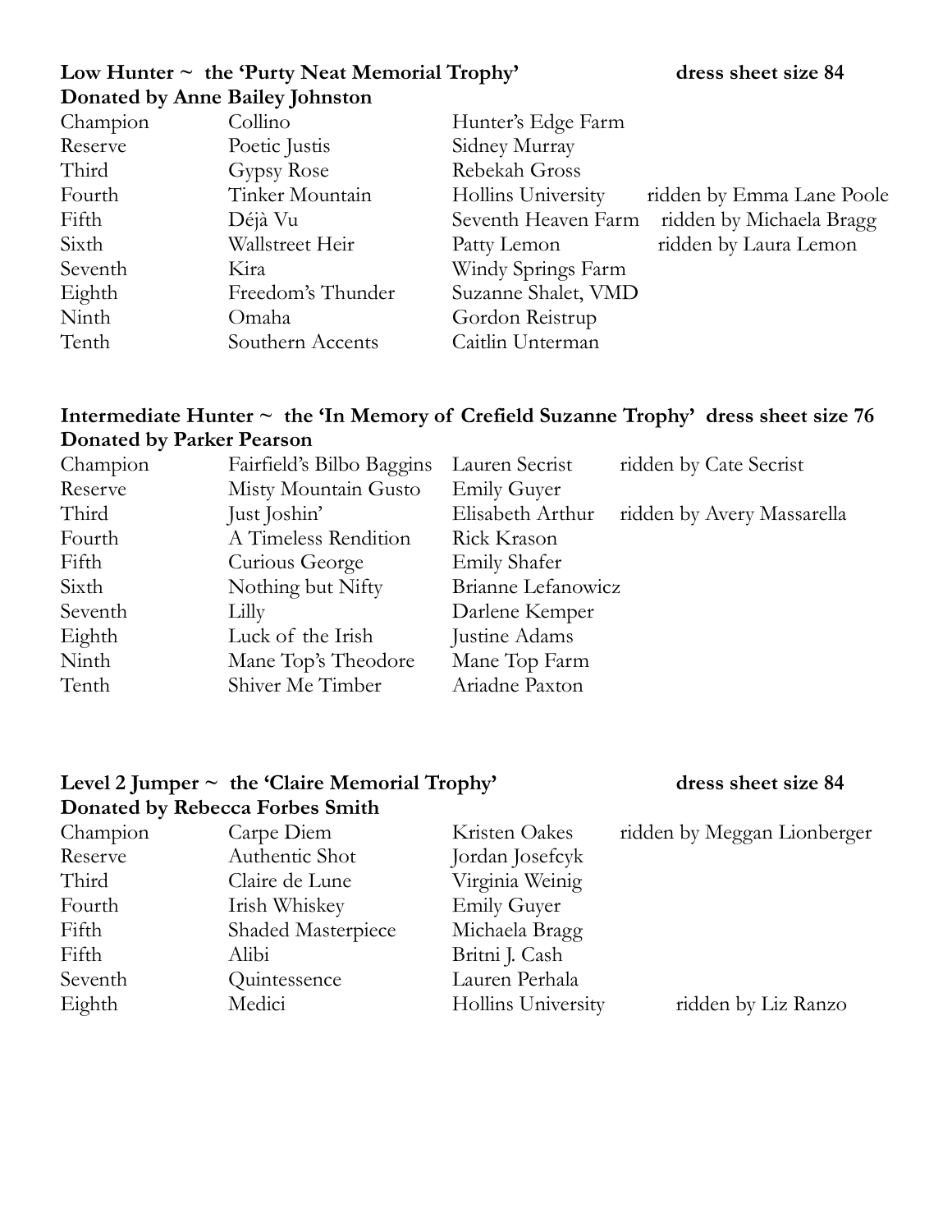**Low Hunter ~ the 'Purty Neat Memorial Trophy'** **dress sheet size 84**
**Donated by Anne Bailey Johnston**

| | | | |
|---|---|---|---|
| Champion | Collino | Hunter's Edge Farm | |
| Reserve | Poetic Justis | Sidney Murray | |
| Third | Gypsy Rose | Rebekah Gross | |
| Fourth | Tinker Mountain | Hollins University | ridden by Emma Lane Poole |
| Fifth | Déjà Vu | Seventh Heaven Farm | ridden by Michaela Bragg |
| Sixth | Wallstreet Heir | Patty Lemon | ridden by Laura Lemon |
| Seventh | Kira | Windy Springs Farm | |
| Eighth | Freedom's Thunder | Suzanne Shalet, VMD | |
| Ninth | Omaha | Gordon Reistrup | |
| Tenth | Southern Accents | Caitlin Unterman | |

**Intermediate Hunter ~ the 'In Memory of Crefield Suzanne Trophy' dress sheet size 76**
**Donated by Parker Pearson**

| | | | |
|---|---|---|---|
| Champion | Fairfield's Bilbo Baggins | Lauren Secrist | ridden by Cate Secrist |
| Reserve | Misty Mountain Gusto | Emily Guyer | |
| Third | Just Joshin' | Elisabeth Arthur | ridden by Avery Massarella |
| Fourth | A Timeless Rendition | Rick Krason | |
| Fifth | Curious George | Emily Shafer | |
| Sixth | Nothing but Nifty | Brianne Lefanowicz | |
| Seventh | Lilly | Darlene Kemper | |
| Eighth | Luck of the Irish | Justine Adams | |
| Ninth | Mane Top's Theodore | Mane Top Farm | |
| Tenth | Shiver Me Timber | Ariadne Paxton | |

**Level 2 Jumper ~ the 'Claire Memorial Trophy'** **dress sheet size 84**
**Donated by Rebecca Forbes Smith**

| | | | |
|---|---|---|---|
| Champion | Carpe Diem | Kristen Oakes | ridden by Meggan Lionberger |
| Reserve | Authentic Shot | Jordan Josefcyk | |
| Third | Claire de Lune | Virginia Weinig | |
| Fourth | Irish Whiskey | Emily Guyer | |
| Fifth | Shaded Masterpiece | Michaela Bragg | |
| Fifth | Alibi | Britni J. Cash | |
| Seventh | Quintessence | Lauren Perhala | |
| Eighth | Medici | Hollins University | ridden by Liz Ranzo |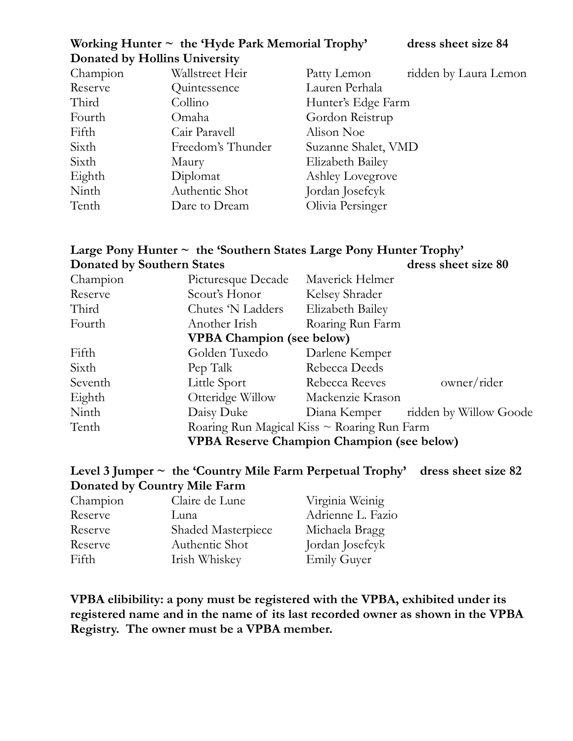**Working Hunter ~ the 'Hyde Park Memorial Trophy'** **dress sheet size 84**
**Donated by Hollins University**

| | | | |
|---|---|---|---|
| Champion | Wallstreet Heir | Patty Lemon | ridden by Laura Lemon |
| Reserve | Quintessence | Lauren Perhala | |
| Third | Collino | Hunter's Edge Farm | |
| Fourth | Omaha | Gordon Reistrup | |
| Fifth | Cair Paravell | Alison Noe | |
| Sixth | Freedom's Thunder | Suzanne Shalet, VMD | |
| Sixth | Maury | Elizabeth Bailey | |
| Eighth | Diplomat | Ashley Lovegrove | |
| Ninth | Authentic Shot | Jordan Josefcyk | |
| Tenth | Dare to Dream | Olivia Persinger | |

**Large Pony Hunter ~ the 'Southern States Large Pony Hunter Trophy'**
**Donated by Southern States** **dress sheet size 80**

| | | | |
|---|---|---|---|
| Champion | Picturesque Decade | Maverick Helmer | |
| Reserve | Scout's Honor | Kelsey Shrader | |
| Third | Chutes 'N Ladders | Elizabeth Bailey | |
| Fourth | Another Irish | Roaring Run Farm | |
| | **VPBA Champion (see below)** | | |
| Fifth | Golden Tuxedo | Darlene Kemper | |
| Sixth | Pep Talk | Rebecca Deeds | |
| Seventh | Little Sport | Rebecca Reeves | owner/rider |
| Eighth | Otteridge Willow | Mackenzie Krason | |
| Ninth | Daisy Duke | Diana Kemper | ridden by Willow Goode |
| Tenth | Roaring Run Magical Kiss ~ Roaring Run Farm | | |
| | **VPBA Reserve Champion Champion (see below)** | | |

**Level 3 Jumper ~ the 'Country Mile Farm Perpetual Trophy'** **dress sheet size 82**
**Donated by Country Mile Farm**

| | | |
|---|---|---|
| Champion | Claire de Lune | Virginia Weinig |
| Reserve | Luna | Adrienne L. Fazio |
| Reserve | Shaded Masterpiece | Michaela Bragg |
| Reserve | Authentic Shot | Jordan Josefcyk |
| Fifth | Irish Whiskey | Emily Guyer |

**VPBA elibibility: a pony must be registered with the VPBA, exhibited under its registered name and in the name of its last recorded owner as shown in the VPBA Registry. The owner must be a VPBA member.**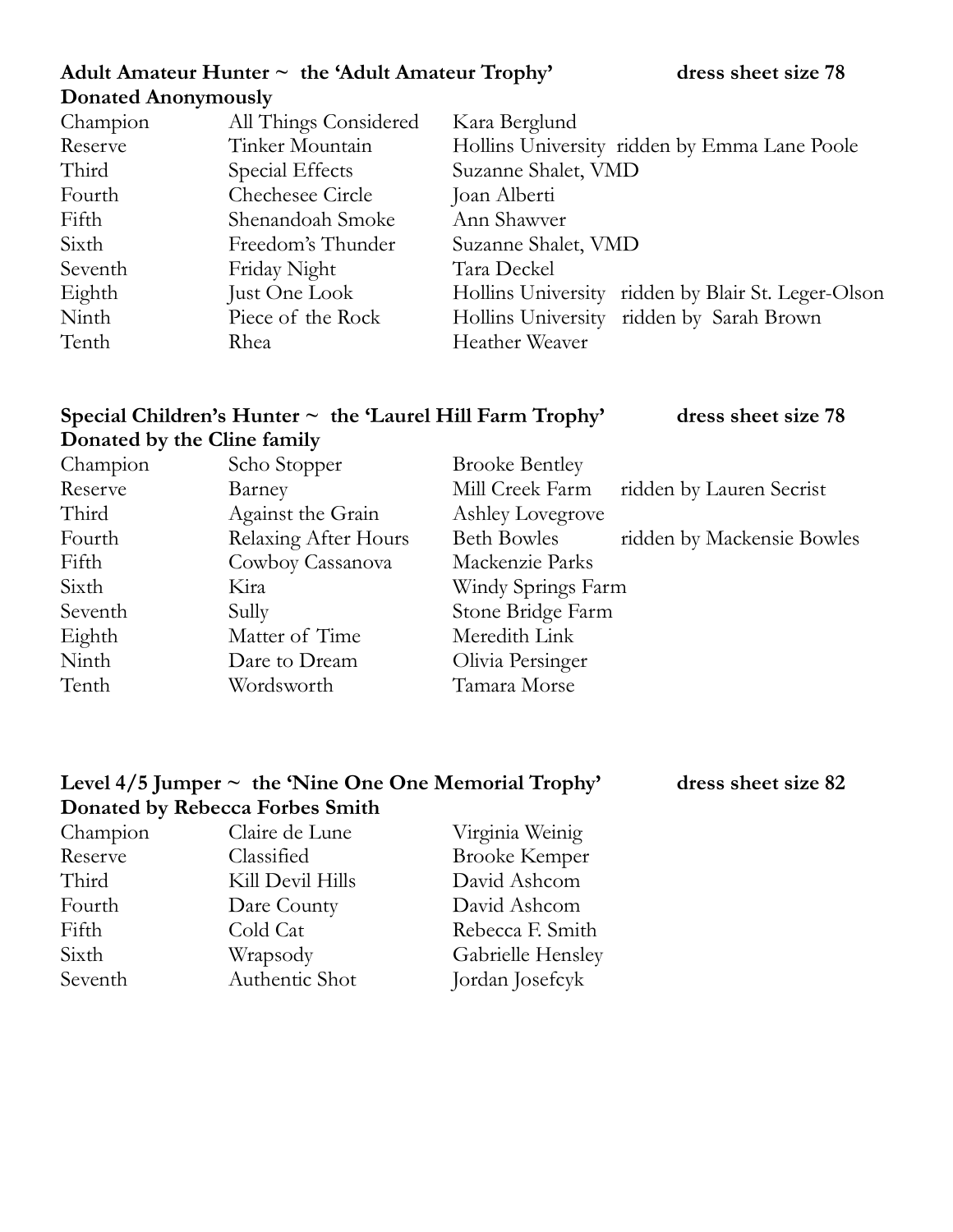**Adult Amateur Hunter ~ the 'Adult Amateur Trophy'** **dress sheet size 78**
**Donated Anonymously**

| | | | |
|---|---|---|---|
| Champion | All Things Considered | Kara Berglund | |
| Reserve | Tinker Mountain | Hollins University | ridden by Emma Lane Poole |
| Third | Special Effects | Suzanne Shalet, VMD | |
| Fourth | Chechesee Circle | Joan Alberti | |
| Fifth | Shenandoah Smoke | Ann Shawver | |
| Sixth | Freedom's Thunder | Suzanne Shalet, VMD | |
| Seventh | Friday Night | Tara Deckel | |
| Eighth | Just One Look | Hollins University | ridden by Blair St. Leger-Olson |
| Ninth | Piece of the Rock | Hollins University | ridden by Sarah Brown |
| Tenth | Rhea | Heather Weaver | |

**Special Children's Hunter ~ the 'Laurel Hill Farm Trophy'** **dress sheet size 78**
**Donated by the Cline family**

| | | | |
|---|---|---|---|
| Champion | Scho Stopper | Brooke Bentley | |
| Reserve | Barney | Mill Creek Farm | ridden by Lauren Secrist |
| Third | Against the Grain | Ashley Lovegrove | |
| Fourth | Relaxing After Hours | Beth Bowles | ridden by Mackensie Bowles |
| Fifth | Cowboy Cassanova | Mackenzie Parks | |
| Sixth | Kira | Windy Springs Farm | |
| Seventh | Sully | Stone Bridge Farm | |
| Eighth | Matter of Time | Meredith Link | |
| Ninth | Dare to Dream | Olivia Persinger | |
| Tenth | Wordsworth | Tamara Morse | |

**Level 4/5 Jumper ~ the 'Nine One One Memorial Trophy'** **dress sheet size 82**
**Donated by Rebecca Forbes Smith**

| | | |
|---|---|---|
| Champion | Claire de Lune | Virginia Weinig |
| Reserve | Classified | Brooke Kemper |
| Third | Kill Devil Hills | David Ashcom |
| Fourth | Dare County | David Ashcom |
| Fifth | Cold Cat | Rebecca F. Smith |
| Sixth | Wrapsody | Gabrielle Hensley |
| Seventh | Authentic Shot | Jordan Josefcyk |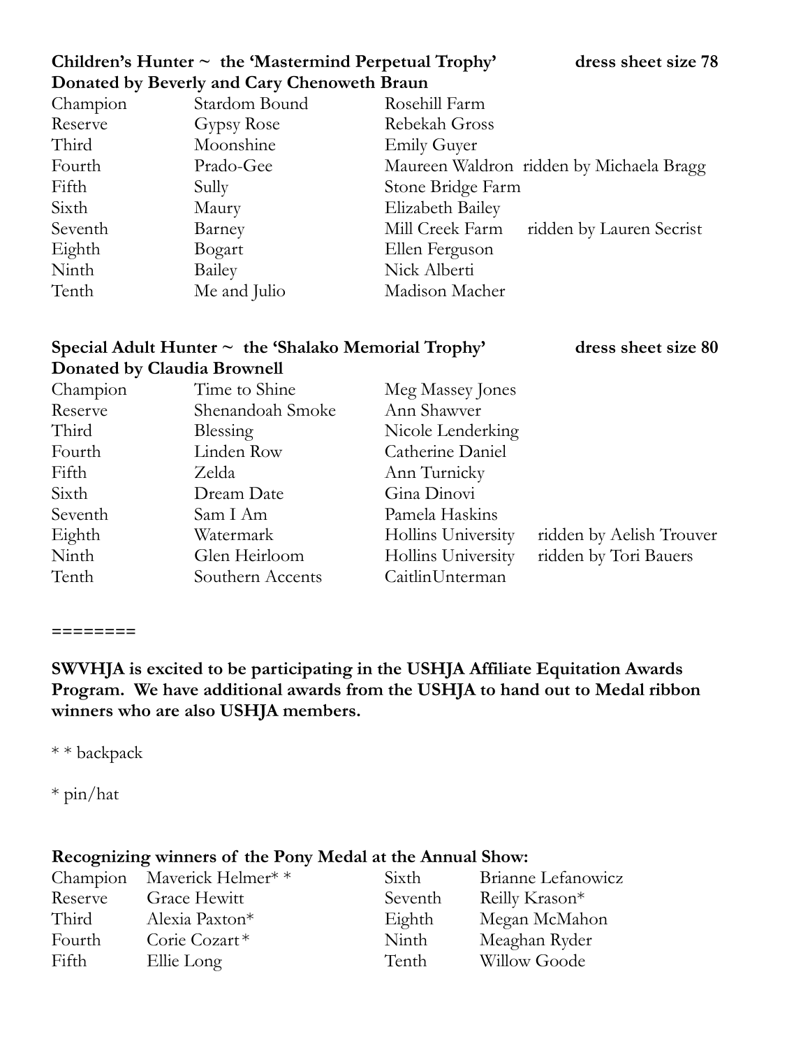**Children's Hunter ~ the 'Mastermind Perpetual Trophy'** **dress sheet size 78**
**Donated by Beverly and Cary Chenoweth Braun**

| | | | |
|---|---|---|---|
| Champion | Stardom Bound | Rosehill Farm | |
| Reserve | Gypsy Rose | Rebekah Gross | |
| Third | Moonshine | Emily Guyer | |
| Fourth | Prado-Gee | Maureen Waldron | ridden by Michaela Bragg |
| Fifth | Sully | Stone Bridge Farm | |
| Sixth | Maury | Elizabeth Bailey | |
| Seventh | Barney | Mill Creek Farm | ridden by Lauren Secrist |
| Eighth | Bogart | Ellen Ferguson | |
| Ninth | Bailey | Nick Alberti | |
| Tenth | Me and Julio | Madison Macher | |

**Special Adult Hunter ~ the 'Shalako Memorial Trophy'** **dress sheet size 80**
**Donated by Claudia Brownell**

| | | | |
|---|---|---|---|
| Champion | Time to Shine | Meg Massey Jones | |
| Reserve | Shenandoah Smoke | Ann Shawver | |
| Third | Blessing | Nicole Lenderking | |
| Fourth | Linden Row | Catherine Daniel | |
| Fifth | Zelda | Ann Turnicky | |
| Sixth | Dream Date | Gina Dinovi | |
| Seventh | Sam I Am | Pamela Haskins | |
| Eighth | Watermark | Hollins University | ridden by Aelish Trouver |
| Ninth | Glen Heirloom | Hollins University | ridden by Tori Bauers |
| Tenth | Southern Accents | CaitlinUnterman | |

========

**SWVHJA is excited to be participating in the USHJA Affiliate Equitation Awards Program. We have additional awards from the USHJA to hand out to Medal ribbon winners who are also USHJA members.**

* * backpack

* pin/hat

**Recognizing winners of the Pony Medal at the Annual Show:**

| | | | |
|---|---|---|---|
| Champion | Maverick Helmer* * | Sixth | Brianne Lefanowicz |
| Reserve | Grace Hewitt | Seventh | Reilly Krason* |
| Third | Alexia Paxton* | Eighth | Megan McMahon |
| Fourth | Corie Cozart* | Ninth | Meaghan Ryder |
| Fifth | Ellie Long | Tenth | Willow Goode |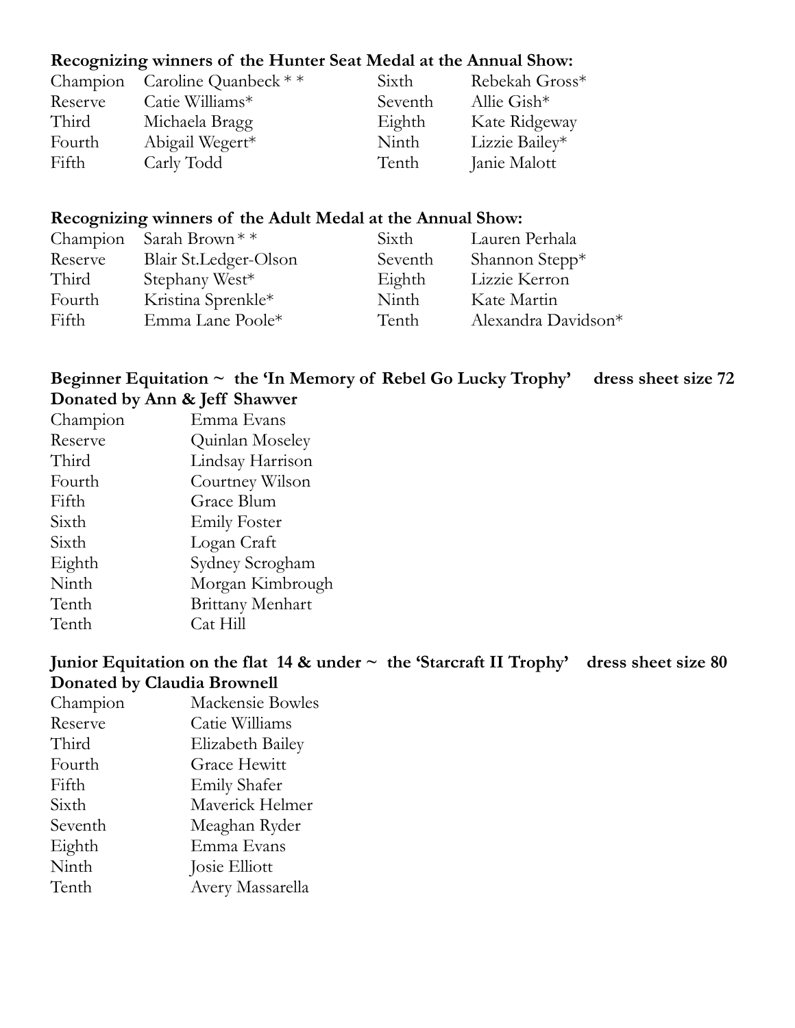**Recognizing winners of the Hunter Seat Medal at the Annual Show:**

| | | | |
|---|---|---|---|
| Champion | Caroline Quanbeck * * | Sixth | Rebekah Gross* |
| Reserve | Catie Williams* | Seventh | Allie Gish* |
| Third | Michaela Bragg | Eighth | Kate Ridgeway |
| Fourth | Abigail Wegert* | Ninth | Lizzie Bailey* |
| Fifth | Carly Todd | Tenth | Janie Malott |

**Recognizing winners of the Adult Medal at the Annual Show:**

| | | | |
|---|---|---|---|
| Champion | Sarah Brown * * | Sixth | Lauren Perhala |
| Reserve | Blair St.Ledger-Olson | Seventh | Shannon Stepp* |
| Third | Stephany West* | Eighth | Lizzie Kerron |
| Fourth | Kristina Sprenkle* | Ninth | Kate Martin |
| Fifth | Emma Lane Poole* | Tenth | Alexandra Davidson* |

**Beginner Equitation ~ the 'In Memory of Rebel Go Lucky Trophy' dress sheet size 72**
**Donated by Ann & Jeff Shawver**

| | |
|---|---|
| Champion | Emma Evans |
| Reserve | Quinlan Moseley |
| Third | Lindsay Harrison |
| Fourth | Courtney Wilson |
| Fifth | Grace Blum |
| Sixth | Emily Foster |
| Sixth | Logan Craft |
| Eighth | Sydney Scrogham |
| Ninth | Morgan Kimbrough |
| Tenth | Brittany Menhart |
| Tenth | Cat Hill |

**Junior Equitation on the flat 14 & under ~ the 'Starcraft II Trophy' dress sheet size 80**
**Donated by Claudia Brownell**

| | |
|---|---|
| Champion | Mackensie Bowles |
| Reserve | Catie Williams |
| Third | Elizabeth Bailey |
| Fourth | Grace Hewitt |
| Fifth | Emily Shafer |
| Sixth | Maverick Helmer |
| Seventh | Meaghan Ryder |
| Eighth | Emma Evans |
| Ninth | Josie Elliott |
| Tenth | Avery Massarella |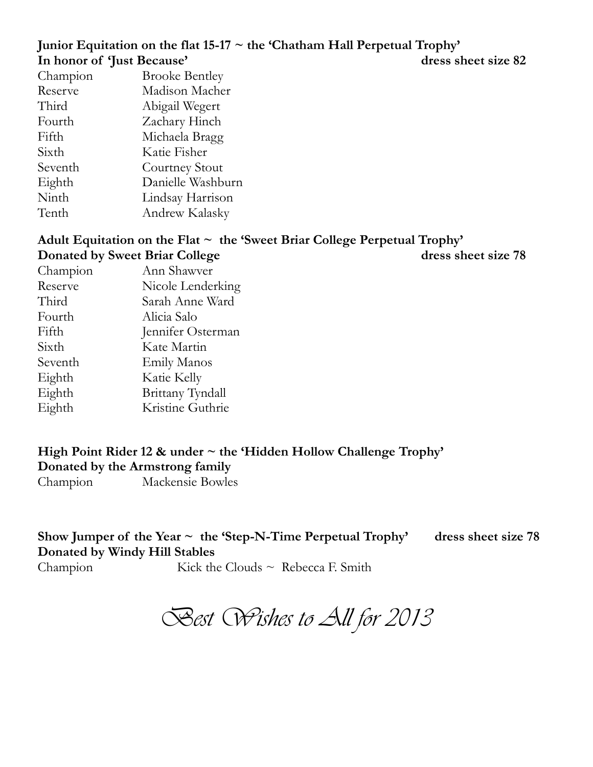**Junior Equitation on the flat 15-17 ~ the 'Chatham Hall Perpetual Trophy'**
**In honor of 'Just Because'** **dress sheet size 82**

| | |
|---|---|
| Champion | Brooke Bentley |
| Reserve | Madison Macher |
| Third | Abigail Wegert |
| Fourth | Zachary Hinch |
| Fifth | Michaela Bragg |
| Sixth | Katie Fisher |
| Seventh | Courtney Stout |
| Eighth | Danielle Washburn |
| Ninth | Lindsay Harrison |
| Tenth | Andrew Kalasky |

**Adult Equitation on the Flat ~ the 'Sweet Briar College Perpetual Trophy'**
**Donated by Sweet Briar College** **dress sheet size 78**

| | |
|---|---|
| Champion | Ann Shawver |
| Reserve | Nicole Lenderking |
| Third | Sarah Anne Ward |
| Fourth | Alicia Salo |
| Fifth | Jennifer Osterman |
| Sixth | Kate Martin |
| Seventh | Emily Manos |
| Eighth | Katie Kelly |
| Eighth | Brittany Tyndall |
| Eighth | Kristine Guthrie |

**High Point Rider 12 & under ~ the 'Hidden Hollow Challenge Trophy'**
**Donated by the Armstrong family**

Champion Mackensie Bowles

**Show Jumper of the Year ~ the 'Step-N-Time Perpetual Trophy'** **dress sheet size 78**
**Donated by Windy Hill Stables**

Champion Kick the Clouds ~ Rebecca F. Smith

*Best Wishes to All for 2013*